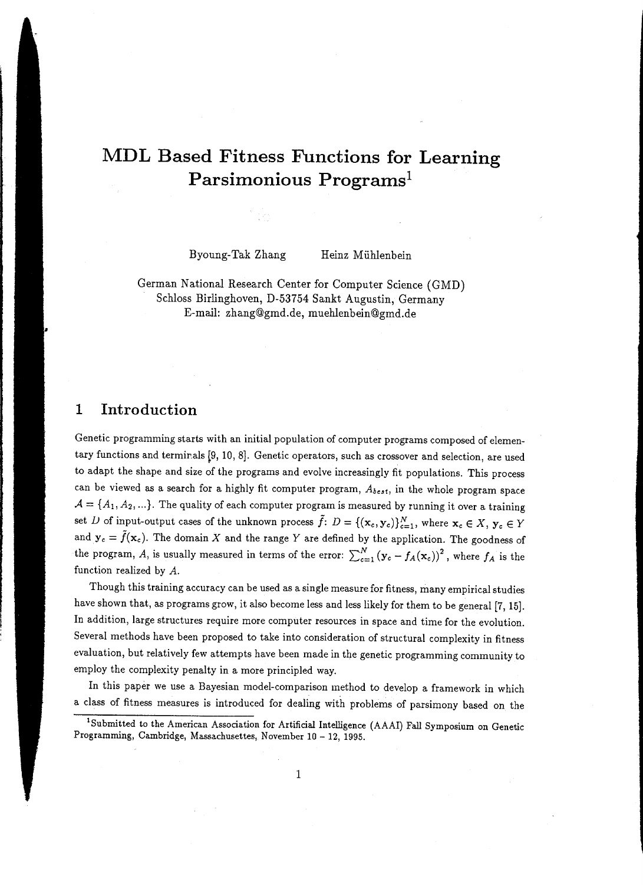# MDL Based Fitness Functions for Learning Parsimonious Programs[1]

Byoung-Tak Zhang    Heinz Mühlenbein

German National Research Center for Computer Science (GMD)
Schloss Birlinghoven, D-53754 Sankt Augustin, Germany
E-mail: zhang@gmd.de, muehlenbein@gmd.de

## 1 Introduction

Genetic programming starts with an initial population of computer programs composed of elementary functions and terminals [9, 10, 8]. Genetic operators, such as crossover and selection, are used to adapt the shape and size of the programs and evolve increasingly fit populations. This process can be viewed as a search for a highly fit computer program, $A_{best}$, in the whole program space $\mathcal{A} = \{A_1, A_2, ...\}$. The quality of each computer program is measured by running it over a training set $D$ of input-output cases of the unknown process $\tilde{f}$: $D = \{(\mathbf{x}_c, \mathbf{y}_c)\}_{c=1}^{N}$, where $\mathbf{x}_c \in X$, $\mathbf{y}_c \in Y$ and $\mathbf{y}_c = \tilde{f}(\mathbf{x}_c)$. The domain $X$ and the range $Y$ are defined by the application. The goodness of the program, $A$, is usually measured in terms of the error: $\sum_{c=1}^{N} (\mathbf{y}_c - f_A(\mathbf{x}_c))^2$, where $f_A$ is the function realized by $A$.

Though this training accuracy can be used as a single measure for fitness, many empirical studies have shown that, as programs grow, it also become less and less likely for them to be general [7, 15]. In addition, large structures require more computer resources in space and time for the evolution. Several methods have been proposed to take into consideration of structural complexity in fitness evaluation, but relatively few attempts have been made in the genetic programming community to employ the complexity penalty in a more principled way.

In this paper we use a Bayesian model-comparison method to develop a framework in which a class of fitness measures is introduced for dealing with problems of parsimony based on the

[1] Submitted to the American Association for Artificial Intelligence (AAAI) Fall Symposium on Genetic Programming, Cambridge, Massachusettes, November 10 – 12, 1995.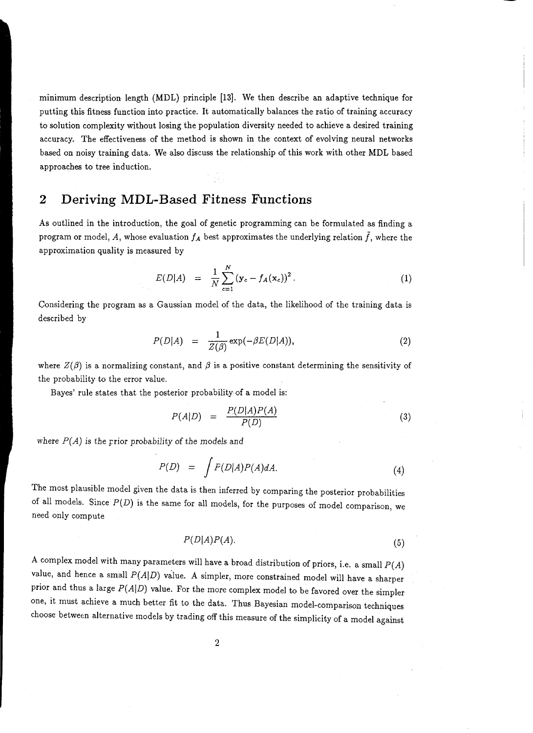minimum description length (MDL) principle [13]. We then describe an adaptive technique for putting this fitness function into practice. It automatically balances the ratio of training accuracy to solution complexity without losing the population diversity needed to achieve a desired training accuracy. The effectiveness of the method is shown in the context of evolving neural networks based on noisy training data. We also discuss the relationship of this work with other MDL based approaches to tree induction.

## 2 Deriving MDL-Based Fitness Functions

As outlined in the introduction, the goal of genetic programming can be formulated as finding a program or model, $A$, whose evaluation $f_A$ best approximates the underlying relation $\tilde{f}$, where the approximation quality is measured by

$$E(D|A) = \frac{1}{N}\sum_{c=1}^{N}(\mathbf{y}_c - f_A(\mathbf{x}_c))^2. \tag{1}$$

Considering the program as a Gaussian model of the data, the likelihood of the training data is described by

$$P(D|A) = \frac{1}{Z(\beta)}\exp(-\beta E(D|A)), \tag{2}$$

where $Z(\beta)$ is a normalizing constant, and $\beta$ is a positive constant determining the sensitivity of the probability to the error value.

Bayes' rule states that the posterior probability of a model is:

$$P(A|D) = \frac{P(D|A)P(A)}{P(D)} \tag{3}$$

where $P(A)$ is the prior probability of the models and

$$P(D) = \int P(D|A)P(A)dA. \tag{4}$$

The most plausible model given the data is then inferred by comparing the posterior probabilities of all models. Since $P(D)$ is the same for all models, for the purposes of model comparison, we need only compute

$$P(D|A)P(A). \tag{5}$$

A complex model with many parameters will have a broad distribution of priors, i.e. a small $P(A)$ value, and hence a small $P(A|D)$ value. A simpler, more constrained model will have a sharper prior and thus a large $P(A|D)$ value. For the more complex model to be favored over the simpler one, it must achieve a much better fit to the data. Thus Bayesian model-comparison techniques choose between alternative models by trading off this measure of the simplicity of a model against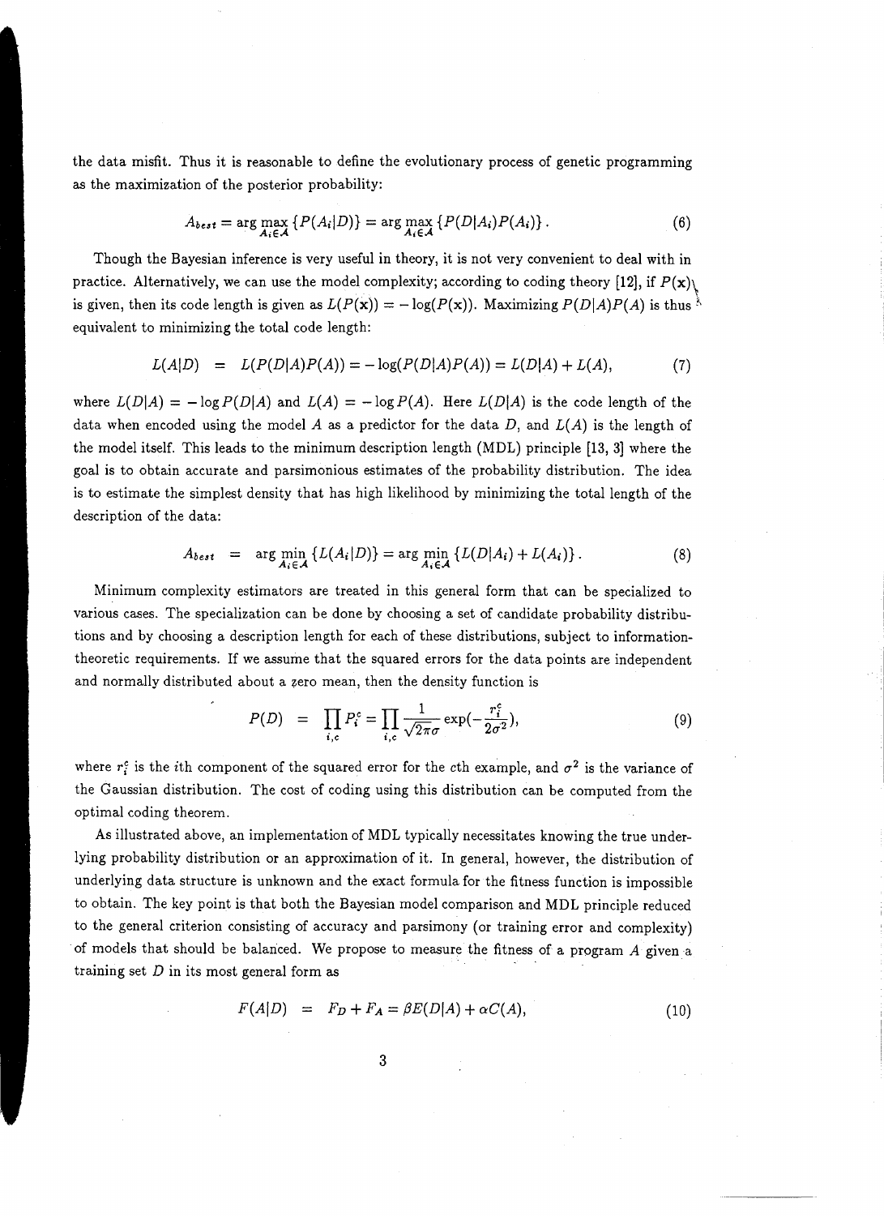the data misfit. Thus it is reasonable to define the evolutionary process of genetic programming as the maximization of the posterior probability:

$$A_{best} = \arg\max_{A_i \in \mathcal{A}} \{P(A_i|D)\} = \arg\max_{A_i \in \mathcal{A}} \{P(D|A_i)P(A_i)\}. \tag{6}$$

Though the Bayesian inference is very useful in theory, it is not very convenient to deal with in practice. Alternatively, we can use the model complexity; according to coding theory [12], if $P(\mathbf{x})$ is given, then its code length is given as $L(P(\mathbf{x})) = -\log(P(\mathbf{x}))$. Maximizing $P(D|A)P(A)$ is thus equivalent to minimizing the total code length:

$$L(A|D) \;=\; L(P(D|A)P(A)) = -\log(P(D|A)P(A)) = L(D|A) + L(A), \tag{7}$$

where $L(D|A) = -\log P(D|A)$ and $L(A) = -\log P(A)$. Here $L(D|A)$ is the code length of the data when encoded using the model $A$ as a predictor for the data $D$, and $L(A)$ is the length of the model itself. This leads to the minimum description length (MDL) principle [13, 3] where the goal is to obtain accurate and parsimonious estimates of the probability distribution. The idea is to estimate the simplest density that has high likelihood by minimizing the total length of the description of the data:

$$A_{best} \;=\; \arg\min_{A_i \in \mathcal{A}} \{L(A_i|D)\} = \arg\min_{A_i \in \mathcal{A}} \{L(D|A_i) + L(A_i)\}. \tag{8}$$

Minimum complexity estimators are treated in this general form that can be specialized to various cases. The specialization can be done by choosing a set of candidate probability distributions and by choosing a description length for each of these distributions, subject to information-theoretic requirements. If we assume that the squared errors for the data points are independent and normally distributed about a zero mean, then the density function is

$$P(D) \;=\; \prod_{i,c} P_i^c = \prod_{i,c} \frac{1}{\sqrt{2\pi}\sigma} \exp(-\frac{r_i^c}{2\sigma^2}), \tag{9}$$

where $r_i^c$ is the $i$th component of the squared error for the $c$th example, and $\sigma^2$ is the variance of the Gaussian distribution. The cost of coding using this distribution can be computed from the optimal coding theorem.

As illustrated above, an implementation of MDL typically necessitates knowing the true underlying probability distribution or an approximation of it. In general, however, the distribution of underlying data structure is unknown and the exact formula for the fitness function is impossible to obtain. The key point is that both the Bayesian model comparison and MDL principle reduced to the general criterion consisting of accuracy and parsimony (or training error and complexity) of models that should be balanced. We propose to measure the fitness of a program $A$ given a training set $D$ in its most general form as

$$F(A|D) \;=\; F_D + F_A = \beta E(D|A) + \alpha C(A), \tag{10}$$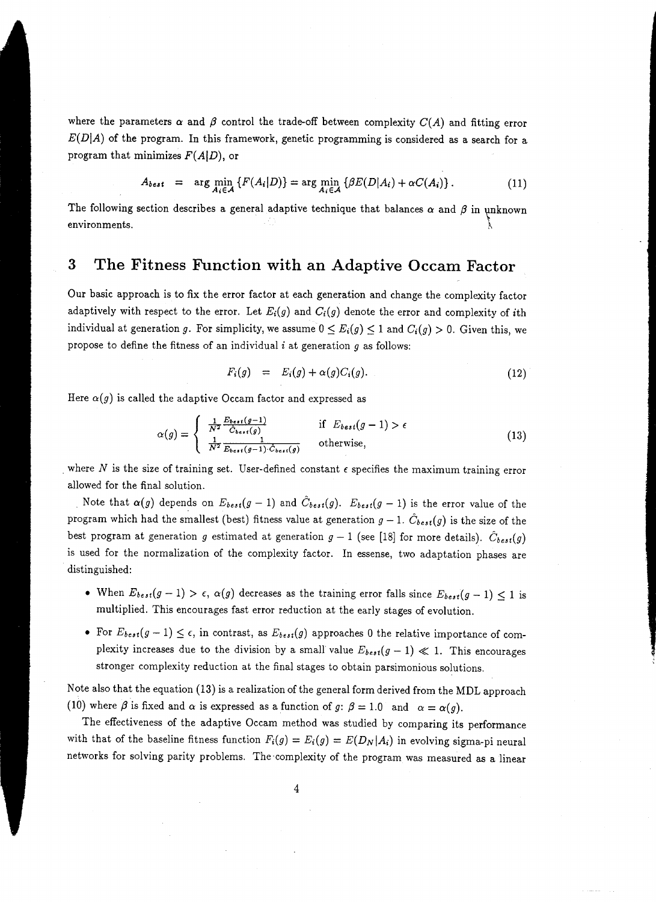where the parameters $\alpha$ and $\beta$ control the trade-off between complexity $C(A)$ and fitting error $E(D|A)$ of the program. In this framework, genetic programming is considered as a search for a program that minimizes $F(A|D)$, or

$$A_{best} = \arg\min_{A_i \in \mathcal{A}} \{F(A_i|D)\} = \arg\min_{A_i \in \mathcal{A}} \{\beta E(D|A_i) + \alpha C(A_i)\}. \tag{11}$$

The following section describes a general adaptive technique that balances $\alpha$ and $\beta$ in unknown environments.

# 3 The Fitness Function with an Adaptive Occam Factor

Our basic approach is to fix the error factor at each generation and change the complexity factor adaptively with respect to the error. Let $E_i(g)$ and $C_i(g)$ denote the error and complexity of $i$th individual at generation $g$. For simplicity, we assume $0 \leq E_i(g) \leq 1$ and $C_i(g) > 0$. Given this, we propose to define the fitness of an individual $i$ at generation $g$ as follows:

$$F_i(g) = E_i(g) + \alpha(g) C_i(g). \tag{12}$$

Here $\alpha(g)$ is called the adaptive Occam factor and expressed as

$$\alpha(g) = \begin{cases} \frac{1}{N^2} \frac{E_{best}(g-1)}{\hat{C}_{best}(g)} & \text{if } E_{best}(g-1) > \epsilon \\ \frac{1}{N^2} \frac{1}{E_{best}(g-1) \cdot \hat{C}_{best}(g)} & \text{otherwise,} \end{cases} \tag{13}$$

where $N$ is the size of training set. User-defined constant $\epsilon$ specifies the maximum training error allowed for the final solution.

Note that $\alpha(g)$ depends on $E_{best}(g-1)$ and $\hat{C}_{best}(g)$. $E_{best}(g-1)$ is the error value of the program which had the smallest (best) fitness value at generation $g-1$. $\hat{C}_{best}(g)$ is the size of the best program at generation $g$ estimated at generation $g-1$ (see [18] for more details). $\hat{C}_{best}(g)$ is used for the normalization of the complexity factor. In essense, two adaptation phases are distinguished:

- When $E_{best}(g-1) > \epsilon$, $\alpha(g)$ decreases as the training error falls since $E_{best}(g-1) \leq 1$ is multiplied. This encourages fast error reduction at the early stages of evolution.
- For $E_{best}(g-1) \leq \epsilon$, in contrast, as $E_{best}(g)$ approaches 0 the relative importance of complexity increases due to the division by a small value $E_{best}(g-1) \ll 1$. This encourages stronger complexity reduction at the final stages to obtain parsimonious solutions.

Note also that the equation (13) is a realization of the general form derived from the MDL approach (10) where $\beta$ is fixed and $\alpha$ is expressed as a function of $g$: $\beta = 1.0$ and $\alpha = \alpha(g)$.

The effectiveness of the adaptive Occam method was studied by comparing its performance with that of the baseline fitness function $F_i(g) = E_i(g) = E(D_N|A_i)$ in evolving sigma-pi neural networks for solving parity problems. The complexity of the program was measured as a linear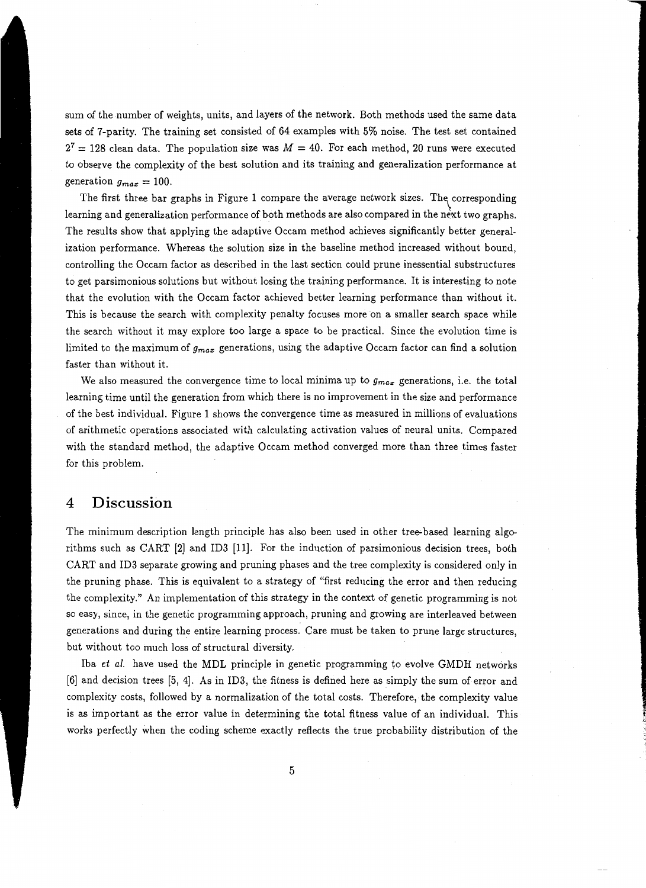sum of the number of weights, units, and layers of the network. Both methods used the same data sets of 7-parity. The training set consisted of 64 examples with 5% noise. The test set contained $2^7 = 128$ clean data. The population size was $M = 40$. For each method, 20 runs were executed to observe the complexity of the best solution and its training and generalization performance at generation $g_{max} = 100$.

The first three bar graphs in Figure 1 compare the average network sizes. The corresponding learning and generalization performance of both methods are also compared in the next two graphs. The results show that applying the adaptive Occam method achieves significantly better generalization performance. Whereas the solution size in the baseline method increased without bound, controlling the Occam factor as described in the last section could prune inessential substructures to get parsimonious solutions but without losing the training performance. It is interesting to note that the evolution with the Occam factor achieved better learning performance than without it. This is because the search with complexity penalty focuses more on a smaller search space while the search without it may explore too large a space to be practical. Since the evolution time is limited to the maximum of $g_{max}$ generations, using the adaptive Occam factor can find a solution faster than without it.

We also measured the convergence time to local minima up to $g_{max}$ generations, i.e. the total learning time until the generation from which there is no improvement in the size and performance of the best individual. Figure 1 shows the convergence time as measured in millions of evaluations of arithmetic operations associated with calculating activation values of neural units. Compared with the standard method, the adaptive Occam method converged more than three times faster for this problem.

# 4 Discussion

The minimum description length principle has also been used in other tree-based learning algorithms such as CART [2] and ID3 [11]. For the induction of parsimonious decision trees, both CART and ID3 separate growing and pruning phases and the tree complexity is considered only in the pruning phase. This is equivalent to a strategy of "first reducing the error and then reducing the complexity." An implementation of this strategy in the context of genetic programming is not so easy, since, in the genetic programming approach, pruning and growing are interleaved between generations and during the entire learning process. Care must be taken to prune large structures, but without too much loss of structural diversity.

Iba *et al.* have used the MDL principle in genetic programming to evolve GMDH networks [6] and decision trees [5, 4]. As in ID3, the fitness is defined here as simply the sum of error and complexity costs, followed by a normalization of the total costs. Therefore, the complexity value is as important as the error value in determining the total fitness value of an individual. This works perfectly when the coding scheme exactly reflects the true probability distribution of the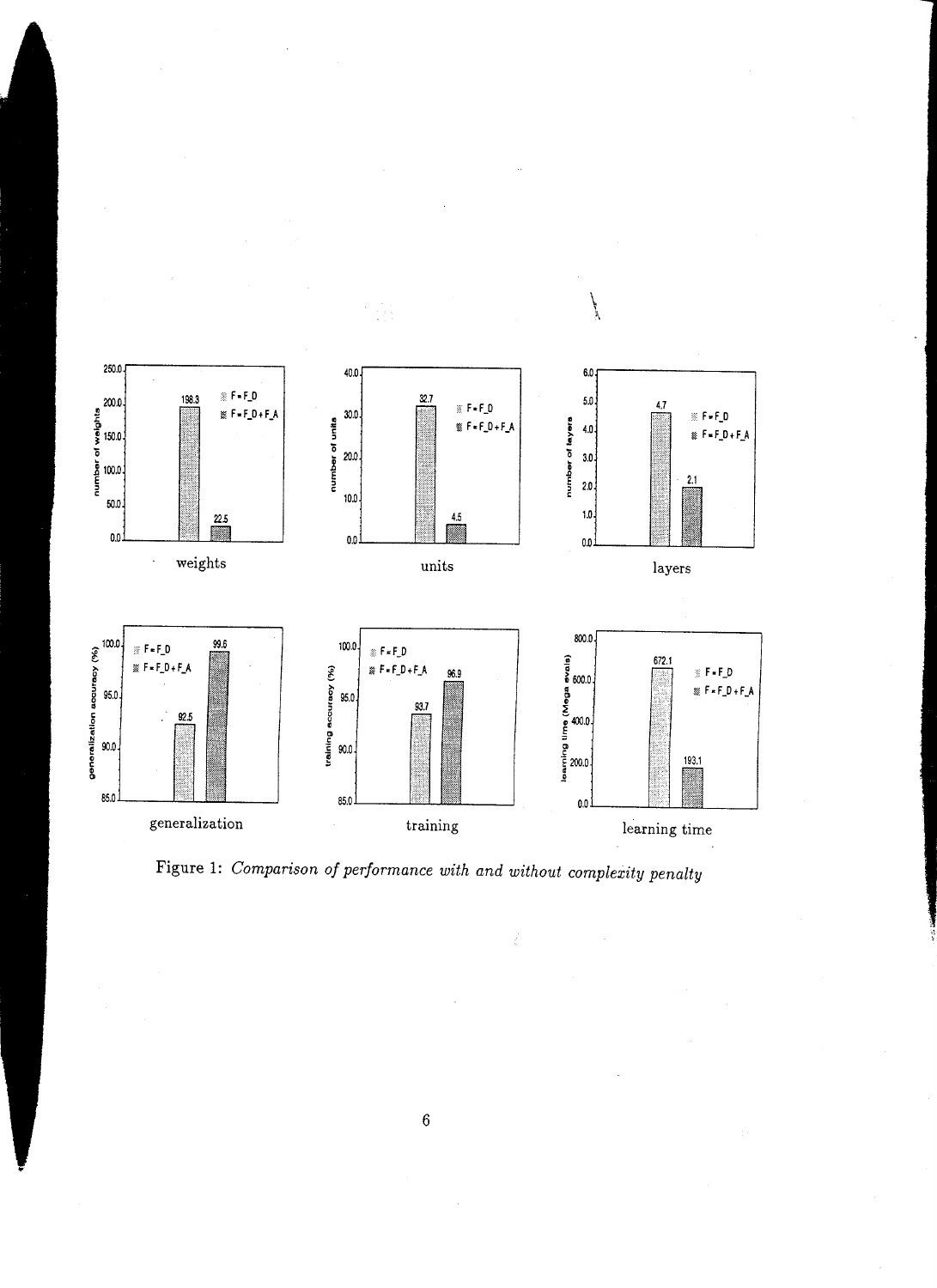Figure 1: *Comparison of performance with and without complexity penalty*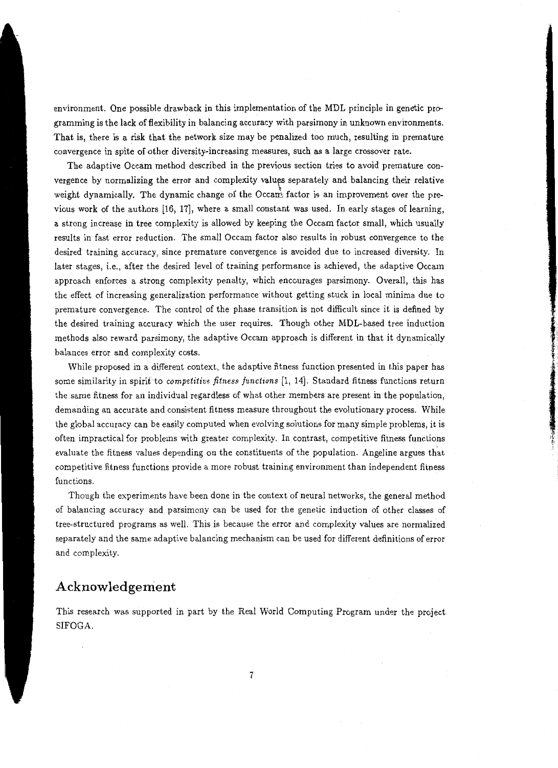environment. One possible drawback in this implementation of the MDL principle in genetic programming is the lack of flexibility in balancing accuracy with parsimony in unknown environments. That is, there is a risk that the network size may be penalized too much, resulting in premature convergence in spite of other diversity-increasing measures, such as a large crossover rate.

The adaptive Occam method described in the previous section tries to avoid premature convergence by normalizing the error and complexity values separately and balancing their relative weight dynamically. The dynamic change of the Occam factor is an improvement over the previous work of the authors [16, 17], where a small constant was used. In early stages of learning, a strong increase in tree complexity is allowed by keeping the Occam factor small, which usually results in fast error reduction. The small Occam factor also results in robust convergence to the desired training accuracy, since premature convergence is avoided due to increased diversity. In later stages, i.e., after the desired level of training performance is achieved, the adaptive Occam approach enforces a strong complexity penalty, which encourages parsimony. Overall, this has the effect of increasing generalization performance without getting stuck in local minima due to premature convergence. The control of the phase transition is not difficult since it is defined by the desired training accuracy which the user requires. Though other MDL-based tree induction methods also reward parsimony, the adaptive Occam approach is different in that it dynamically balances error and complexity costs.

While proposed in a different context, the adaptive fitness function presented in this paper has some similarity in spirit to *competitive fitness functions* [1, 14]. Standard fitness functions return the same fitness for an individual regardless of what other members are present in the population, demanding an accurate and consistent fitness measure throughout the evolutionary process. While the global accuracy can be easily computed when evolving solutions for many simple problems, it is often impractical for problems with greater complexity. In contrast, competitive fitness functions evaluate the fitness values depending on the constituents of the population. Angeline argues that competitive fitness functions provide a more robust training environment than independent fitness functions.

Though the experiments have been done in the context of neural networks, the general method of balancing accuracy and parsimony can be used for the genetic induction of other classes of tree-structured programs as well. This is because the error and complexity values are normalized separately and the same adaptive balancing mechanism can be used for different definitions of error and complexity.

## Acknowledgement

This research was supported in part by the Real World Computing Program under the project SIFOGA.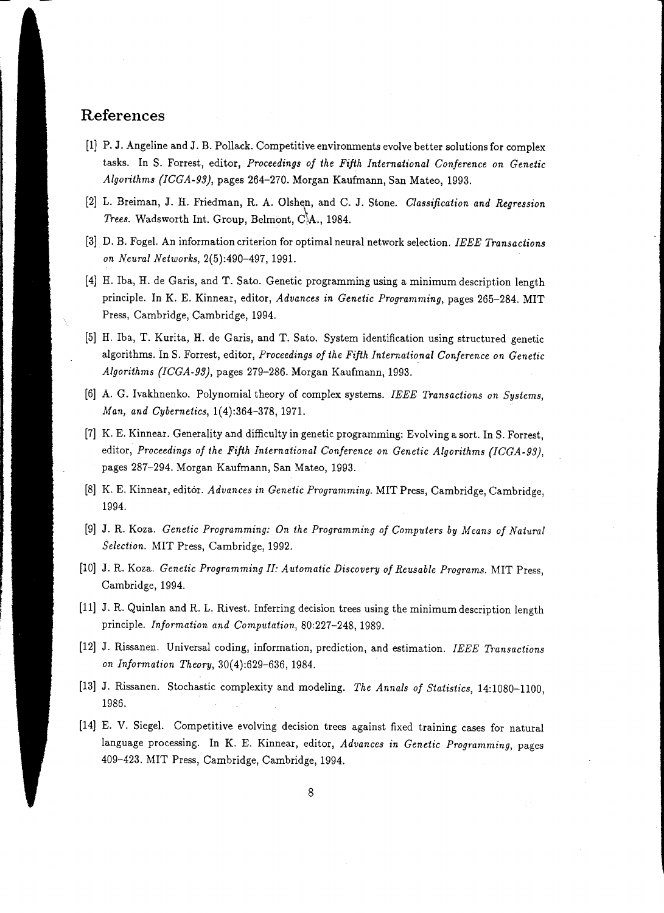## References

[1] P. J. Angeline and J. B. Pollack. Competitive environments evolve better solutions for complex tasks. In S. Forrest, editor, *Proceedings of the Fifth International Conference on Genetic Algorithms (ICGA-93)*, pages 264–270. Morgan Kaufmann, San Mateo, 1993.

[2] L. Breiman, J. H. Friedman, R. A. Olshen, and C. J. Stone. *Classification and Regression Trees*. Wadsworth Int. Group, Belmont, CA., 1984.

[3] D. B. Fogel. An information criterion for optimal neural network selection. *IEEE Transactions on Neural Networks*, 2(5):490–497, 1991.

[4] H. Iba, H. de Garis, and T. Sato. Genetic programming using a minimum description length principle. In K. E. Kinnear, editor, *Advances in Genetic Programming*, pages 265–284. MIT Press, Cambridge, Cambridge, 1994.

[5] H. Iba, T. Kurita, H. de Garis, and T. Sato. System identification using structured genetic algorithms. In S. Forrest, editor, *Proceedings of the Fifth International Conference on Genetic Algorithms (ICGA-93)*, pages 279–286. Morgan Kaufmann, 1993.

[6] A. G. Ivakhnenko. Polynomial theory of complex systems. *IEEE Transactions on Systems, Man, and Cybernetics*, 1(4):364–378, 1971.

[7] K. E. Kinnear. Generality and difficulty in genetic programming: Evolving a sort. In S. Forrest, editor, *Proceedings of the Fifth International Conference on Genetic Algorithms (ICGA-93)*, pages 287–294. Morgan Kaufmann, San Mateo, 1993.

[8] K. E. Kinnear, editor. *Advances in Genetic Programming*. MIT Press, Cambridge, Cambridge, 1994.

[9] J. R. Koza. *Genetic Programming: On the Programming of Computers by Means of Natural Selection*. MIT Press, Cambridge, 1992.

[10] J. R. Koza. *Genetic Programming II: Automatic Discovery of Reusable Programs*. MIT Press, Cambridge, 1994.

[11] J. R. Quinlan and R. L. Rivest. Inferring decision trees using the minimum description length principle. *Information and Computation*, 80:227–248, 1989.

[12] J. Rissanen. Universal coding, information, prediction, and estimation. *IEEE Transactions on Information Theory*, 30(4):629–636, 1984.

[13] J. Rissanen. Stochastic complexity and modeling. *The Annals of Statistics*, 14:1080–1100, 1986.

[14] E. V. Siegel. Competitive evolving decision trees against fixed training cases for natural language processing. In K. E. Kinnear, editor, *Advances in Genetic Programming*, pages 409–423. MIT Press, Cambridge, Cambridge, 1994.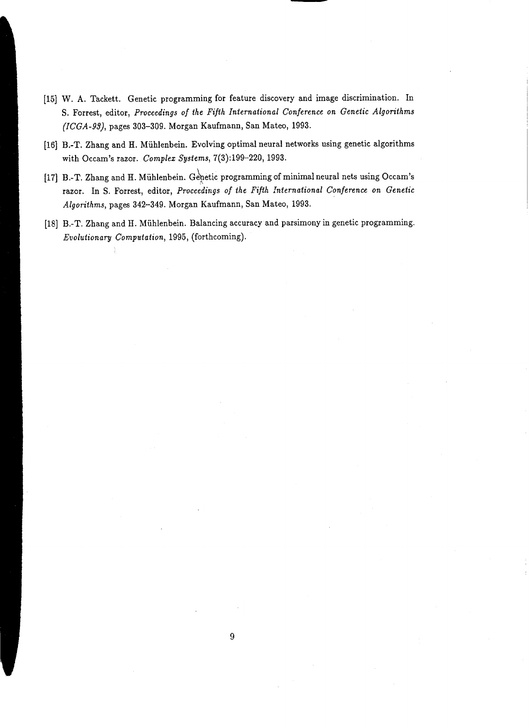[15] W. A. Tackett. Genetic programming for feature discovery and image discrimination. In S. Forrest, editor, *Proceedings of the Fifth International Conference on Genetic Algorithms (ICGA-93)*, pages 303–309. Morgan Kaufmann, San Mateo, 1993.

[16] B.-T. Zhang and H. Mühlenbein. Evolving optimal neural networks using genetic algorithms with Occam's razor. *Complex Systems*, 7(3):199–220, 1993.

[17] B.-T. Zhang and H. Mühlenbein. Genetic programming of minimal neural nets using Occam's razor. In S. Forrest, editor, *Proceedings of the Fifth International Conference on Genetic Algorithms*, pages 342–349. Morgan Kaufmann, San Mateo, 1993.

[18] B.-T. Zhang and H. Mühlenbein. Balancing accuracy and parsimony in genetic programming. *Evolutionary Computation*, 1995, (forthcoming).